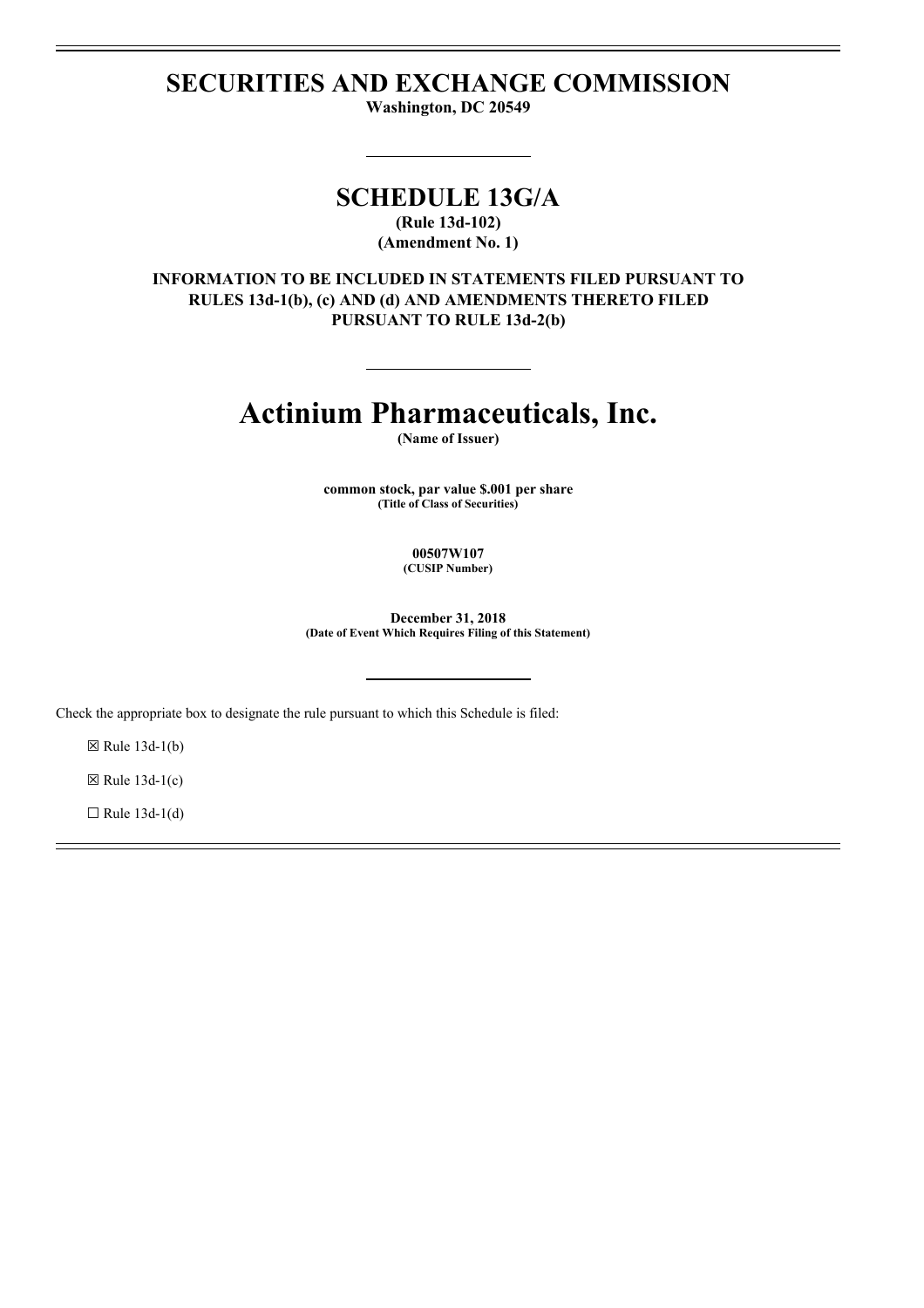# SECURITIES AND EXCHANGE COMMISSION

**Washington, DC 20549**

---

## SCHEDULE 13G/A

**(Rule 13d-102)**
**(Amendment No. 1)**

**INFORMATION TO BE INCLUDED IN STATEMENTS FILED PURSUANT TO RULES 13d-1(b), (c) AND (d) AND AMENDMENTS THERETO FILED PURSUANT TO RULE 13d-2(b)**

---

# Actinium Pharmaceuticals, Inc.

**(Name of Issuer)**

**common stock, par value $.001 per share**
**(Title of Class of Securities)**

**00507W107**
**(CUSIP Number)**

**December 31, 2018**
**(Date of Event Which Requires Filing of this Statement)**

---

Check the appropriate box to designate the rule pursuant to which this Schedule is filed:

☒ Rule 13d-1(b)

☒ Rule 13d-1(c)

☐ Rule 13d-1(d)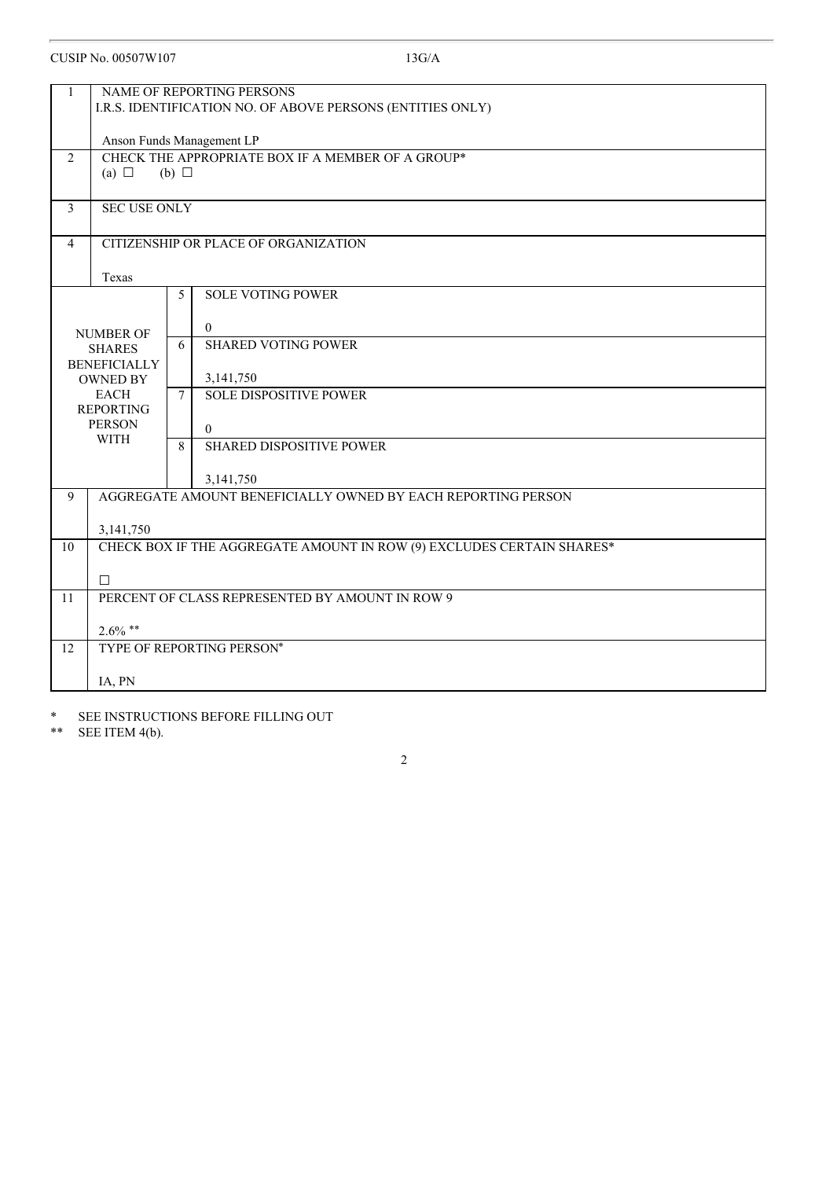CUSIP No. 00507W107 13G/A

| | | | |
|---|---|---|---|
| 1 | NAME OF REPORTING PERSONS<br>I.R.S. IDENTIFICATION NO. OF ABOVE PERSONS (ENTITIES ONLY)<br><br>Anson Funds Management LP | | |
| 2 | CHECK THE APPROPRIATE BOX IF A MEMBER OF A GROUP*<br>(a) ☐ (b) ☐ | | |
| 3 | SEC USE ONLY | | |
| 4 | CITIZENSHIP OR PLACE OF ORGANIZATION<br><br>Texas | | |
| NUMBER OF SHARES BENEFICIALLY OWNED BY EACH REPORTING PERSON WITH | | 5 | SOLE VOTING POWER<br><br>0 |
| | | 6 | SHARED VOTING POWER<br><br>3,141,750 |
| | | 7 | SOLE DISPOSITIVE POWER<br><br>0 |
| | | 8 | SHARED DISPOSITIVE POWER<br><br>3,141,750 |
| 9 | AGGREGATE AMOUNT BENEFICIALLY OWNED BY EACH REPORTING PERSON<br><br>3,141,750 | | |
| 10 | CHECK BOX IF THE AGGREGATE AMOUNT IN ROW (9) EXCLUDES CERTAIN SHARES*<br><br>☐ | | |
| 11 | PERCENT OF CLASS REPRESENTED BY AMOUNT IN ROW 9<br><br>2.6% ** | | |
| 12 | TYPE OF REPORTING PERSON*<br><br>IA, PN | | |

\* SEE INSTRUCTIONS BEFORE FILLING OUT

\*\* SEE ITEM 4(b).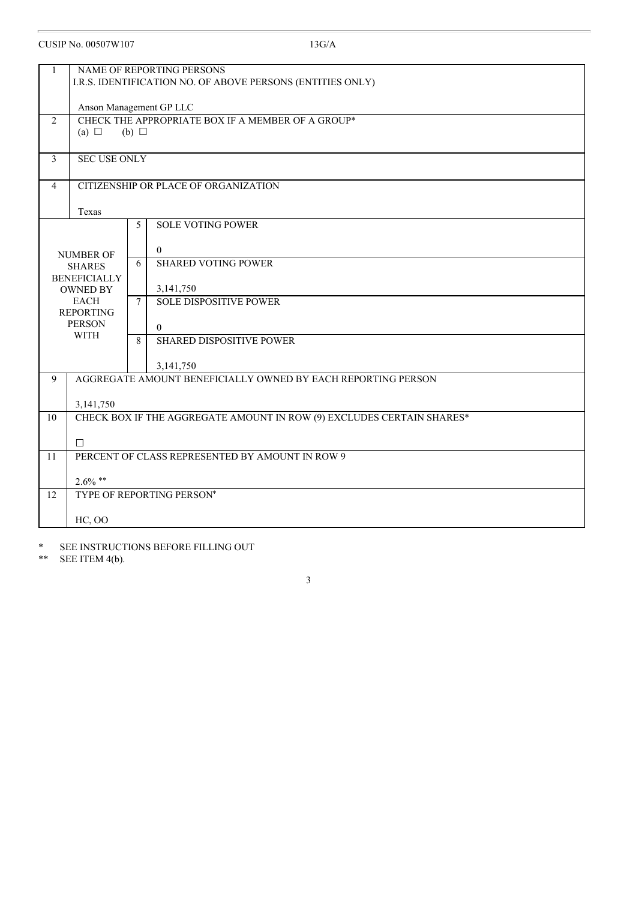CUSIP No. 00507W107 13G/A

| | |
|---|---|
| 1 | NAME OF REPORTING PERSONS<br>I.R.S. IDENTIFICATION NO. OF ABOVE PERSONS (ENTITIES ONLY)<br><br>Anson Management GP LLC |
| 2 | CHECK THE APPROPRIATE BOX IF A MEMBER OF A GROUP*<br>(a) ☐ (b) ☐ |
| 3 | SEC USE ONLY |
| 4 | CITIZENSHIP OR PLACE OF ORGANIZATION<br><br>Texas |

| NUMBER OF SHARES BENEFICIALLY OWNED BY EACH REPORTING PERSON WITH | | |
|---|---|---|
| | 5 | SOLE VOTING POWER<br><br>0 |
| | 6 | SHARED VOTING POWER<br><br>3,141,750 |
| | 7 | SOLE DISPOSITIVE POWER<br><br>0 |
| | 8 | SHARED DISPOSITIVE POWER<br><br>3,141,750 |

| | |
|---|---|
| 9 | AGGREGATE AMOUNT BENEFICIALLY OWNED BY EACH REPORTING PERSON<br><br>3,141,750 |
| 10 | CHECK BOX IF THE AGGREGATE AMOUNT IN ROW (9) EXCLUDES CERTAIN SHARES*<br><br>☐ |
| 11 | PERCENT OF CLASS REPRESENTED BY AMOUNT IN ROW 9<br><br>2.6% ** |
| 12 | TYPE OF REPORTING PERSON*<br><br>HC, OO |

\* SEE INSTRUCTIONS BEFORE FILLING OUT

** SEE ITEM 4(b).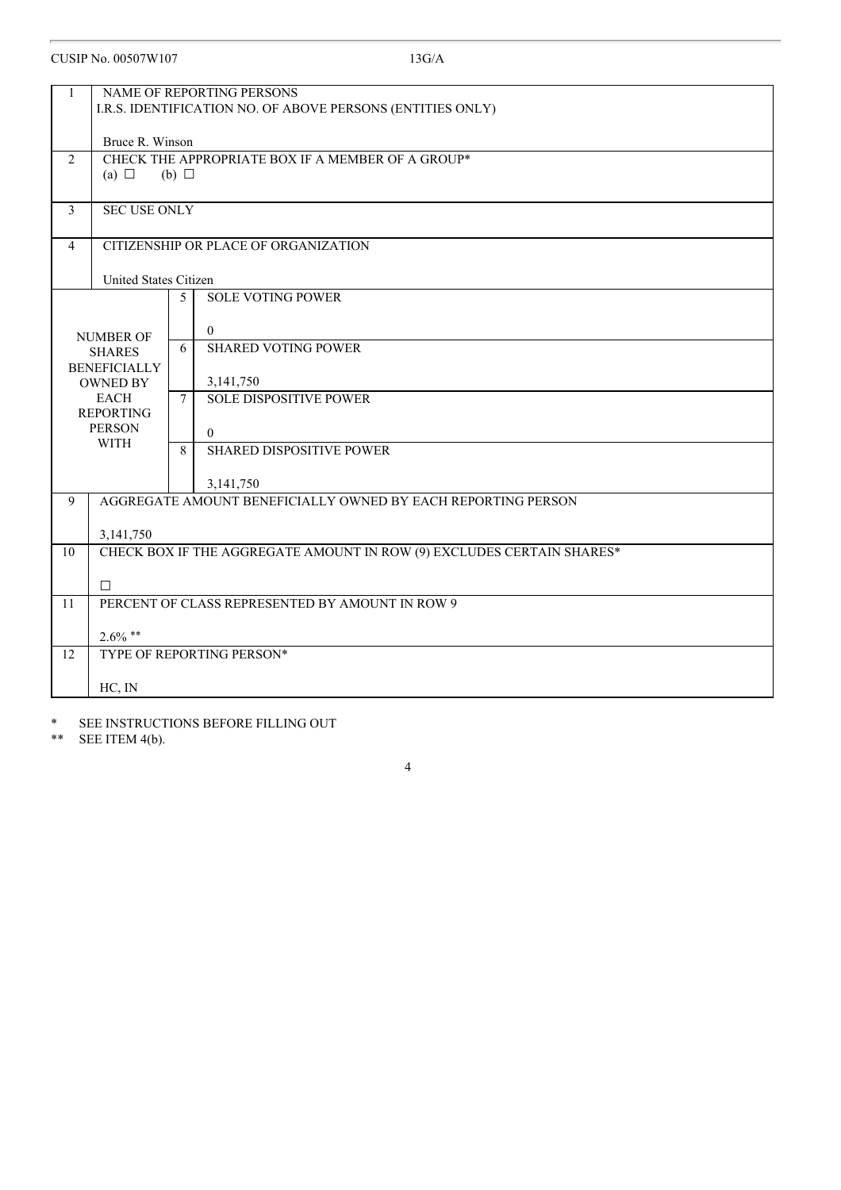CUSIP No. 00507W107 13G/A

| 1 | NAME OF REPORTING PERSONS<br>I.R.S. IDENTIFICATION NO. OF ABOVE PERSONS (ENTITIES ONLY)<br><br>Bruce R. Winson | | |
|---|---|---|---|
| 2 | CHECK THE APPROPRIATE BOX IF A MEMBER OF A GROUP*<br>(a) ☐ (b) ☐ | | |
| 3 | SEC USE ONLY | | |
| 4 | CITIZENSHIP OR PLACE OF ORGANIZATION<br><br>United States Citizen | | |
| NUMBER OF SHARES BENEFICIALLY OWNED BY EACH REPORTING PERSON WITH | | 5 | SOLE VOTING POWER<br><br>0 |
| | | 6 | SHARED VOTING POWER<br><br>3,141,750 |
| | | 7 | SOLE DISPOSITIVE POWER<br><br>0 |
| | | 8 | SHARED DISPOSITIVE POWER<br><br>3,141,750 |
| 9 | AGGREGATE AMOUNT BENEFICIALLY OWNED BY EACH REPORTING PERSON<br><br>3,141,750 | | |
| 10 | CHECK BOX IF THE AGGREGATE AMOUNT IN ROW (9) EXCLUDES CERTAIN SHARES*<br><br>☐ | | |
| 11 | PERCENT OF CLASS REPRESENTED BY AMOUNT IN ROW 9<br><br>2.6% ** | | |
| 12 | TYPE OF REPORTING PERSON*<br><br>HC, IN | | |

\* SEE INSTRUCTIONS BEFORE FILLING OUT

** SEE ITEM 4(b).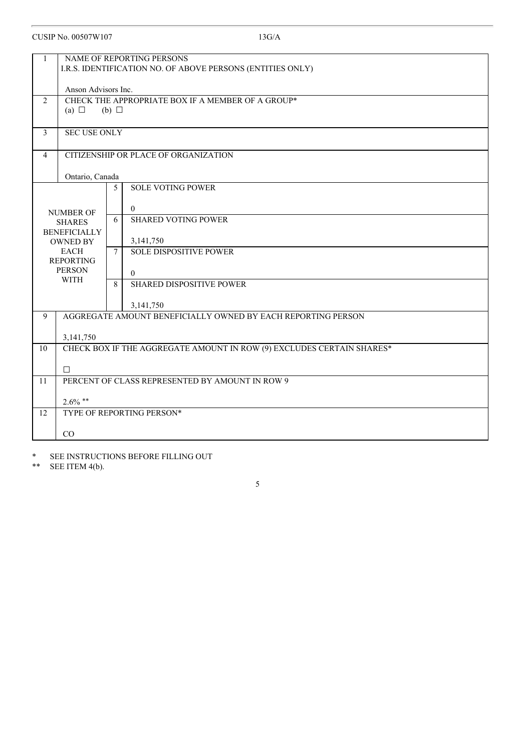CUSIP No. 00507W107 13G/A

| 1 | NAME OF REPORTING PERSONS<br>I.R.S. IDENTIFICATION NO. OF ABOVE PERSONS (ENTITIES ONLY)<br><br>Anson Advisors Inc. | | |
|---|---|---|---|
| 2 | CHECK THE APPROPRIATE BOX IF A MEMBER OF A GROUP*<br>(a) ☐ (b) ☐ | | |
| 3 | SEC USE ONLY | | |
| 4 | CITIZENSHIP OR PLACE OF ORGANIZATION<br><br>Ontario, Canada | | |
| NUMBER OF SHARES BENEFICIALLY OWNED BY EACH REPORTING PERSON WITH | | 5 | SOLE VOTING POWER<br><br>0 |
| | | 6 | SHARED VOTING POWER<br><br>3,141,750 |
| | | 7 | SOLE DISPOSITIVE POWER<br><br>0 |
| | | 8 | SHARED DISPOSITIVE POWER<br><br>3,141,750 |
| 9 | AGGREGATE AMOUNT BENEFICIALLY OWNED BY EACH REPORTING PERSON<br><br>3,141,750 | | |
| 10 | CHECK BOX IF THE AGGREGATE AMOUNT IN ROW (9) EXCLUDES CERTAIN SHARES*<br><br>☐ | | |
| 11 | PERCENT OF CLASS REPRESENTED BY AMOUNT IN ROW 9<br><br>2.6% ** | | |
| 12 | TYPE OF REPORTING PERSON*<br><br>CO | | |

\* SEE INSTRUCTIONS BEFORE FILLING OUT

** SEE ITEM 4(b).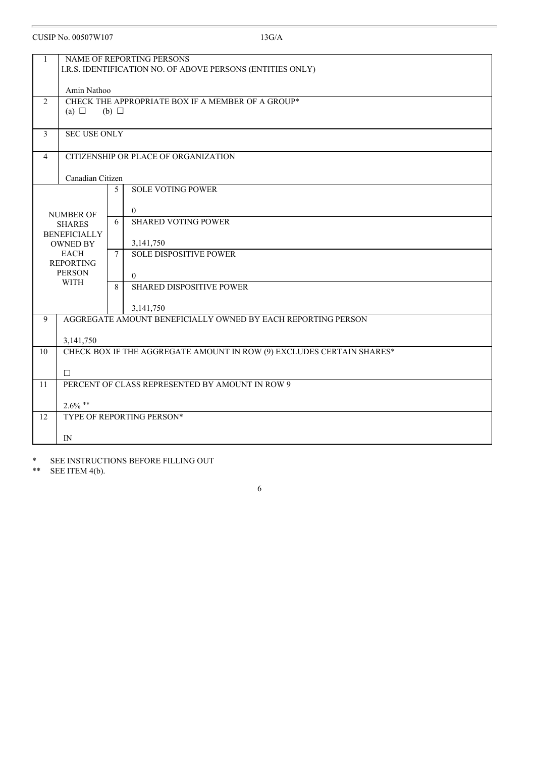CUSIP No. 00507W107 13G/A

| | | | |
|---|---|---|---|
| 1 | NAME OF REPORTING PERSONS<br>I.R.S. IDENTIFICATION NO. OF ABOVE PERSONS (ENTITIES ONLY)<br><br>Amin Nathoo | | |
| 2 | CHECK THE APPROPRIATE BOX IF A MEMBER OF A GROUP*<br>(a) ☐ (b) ☐ | | |
| 3 | SEC USE ONLY | | |
| 4 | CITIZENSHIP OR PLACE OF ORGANIZATION<br><br>Canadian Citizen | | |
| NUMBER OF SHARES BENEFICIALLY OWNED BY EACH REPORTING PERSON WITH | | 5 | SOLE VOTING POWER<br><br>0 |
| | | 6 | SHARED VOTING POWER<br><br>3,141,750 |
| | | 7 | SOLE DISPOSITIVE POWER<br><br>0 |
| | | 8 | SHARED DISPOSITIVE POWER<br><br>3,141,750 |
| 9 | AGGREGATE AMOUNT BENEFICIALLY OWNED BY EACH REPORTING PERSON<br><br>3,141,750 | | |
| 10 | CHECK BOX IF THE AGGREGATE AMOUNT IN ROW (9) EXCLUDES CERTAIN SHARES*<br><br>☐ | | |
| 11 | PERCENT OF CLASS REPRESENTED BY AMOUNT IN ROW 9<br><br>2.6% ** | | |
| 12 | TYPE OF REPORTING PERSON*<br><br>IN | | |

\* SEE INSTRUCTIONS BEFORE FILLING OUT

\*\* SEE ITEM 4(b).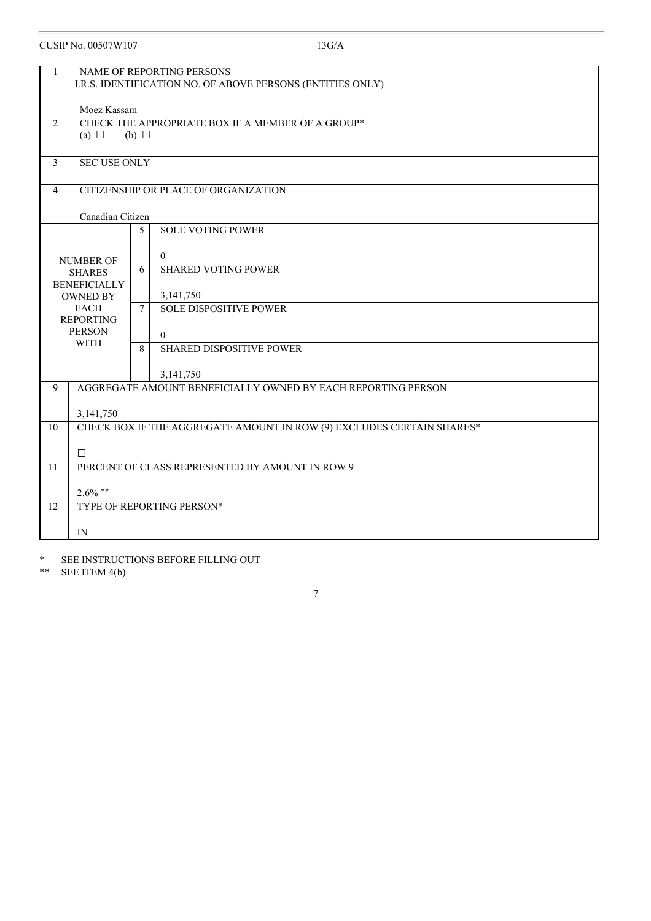CUSIP No. 00507W107 13G/A

| | | | |
|---|---|---|---|
| 1 | NAME OF REPORTING PERSONS<br>I.R.S. IDENTIFICATION NO. OF ABOVE PERSONS (ENTITIES ONLY)<br><br>Moez Kassam | | |
| 2 | CHECK THE APPROPRIATE BOX IF A MEMBER OF A GROUP*<br>(a) ☐ (b) ☐ | | |
| 3 | SEC USE ONLY | | |
| 4 | CITIZENSHIP OR PLACE OF ORGANIZATION<br><br>Canadian Citizen | | |
| NUMBER OF SHARES BENEFICIALLY OWNED BY EACH REPORTING PERSON WITH | | 5 | SOLE VOTING POWER<br><br>0 |
| | | 6 | SHARED VOTING POWER<br><br>3,141,750 |
| | | 7 | SOLE DISPOSITIVE POWER<br><br>0 |
| | | 8 | SHARED DISPOSITIVE POWER<br><br>3,141,750 |
| 9 | AGGREGATE AMOUNT BENEFICIALLY OWNED BY EACH REPORTING PERSON<br><br>3,141,750 | | |
| 10 | CHECK BOX IF THE AGGREGATE AMOUNT IN ROW (9) EXCLUDES CERTAIN SHARES*<br><br>☐ | | |
| 11 | PERCENT OF CLASS REPRESENTED BY AMOUNT IN ROW 9<br><br>2.6% ** | | |
| 12 | TYPE OF REPORTING PERSON*<br><br>IN | | |

\* SEE INSTRUCTIONS BEFORE FILLING OUT

** SEE ITEM 4(b).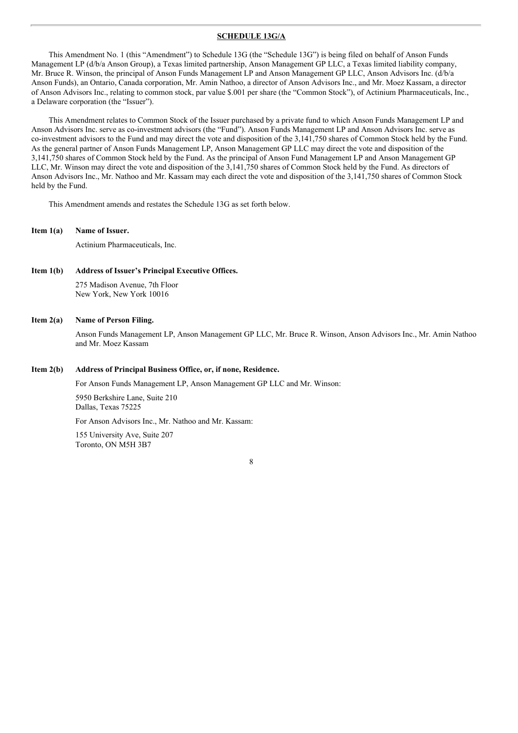## SCHEDULE 13G/A

This Amendment No. 1 (this "Amendment") to Schedule 13G (the "Schedule 13G") is being filed on behalf of Anson Funds Management LP (d/b/a Anson Group), a Texas limited partnership, Anson Management GP LLC, a Texas limited liability company, Mr. Bruce R. Winson, the principal of Anson Funds Management LP and Anson Management GP LLC, Anson Advisors Inc. (d/b/a Anson Funds), an Ontario, Canada corporation, Mr. Amin Nathoo, a director of Anson Advisors Inc., and Mr. Moez Kassam, a director of Anson Advisors Inc., relating to common stock, par value $.001 per share (the "Common Stock"), of Actinium Pharmaceuticals, Inc., a Delaware corporation (the "Issuer").

This Amendment relates to Common Stock of the Issuer purchased by a private fund to which Anson Funds Management LP and Anson Advisors Inc. serve as co-investment advisors (the "Fund"). Anson Funds Management LP and Anson Advisors Inc. serve as co-investment advisors to the Fund and may direct the vote and disposition of the 3,141,750 shares of Common Stock held by the Fund. As the general partner of Anson Funds Management LP, Anson Management GP LLC may direct the vote and disposition of the 3,141,750 shares of Common Stock held by the Fund. As the principal of Anson Fund Management LP and Anson Management GP LLC, Mr. Winson may direct the vote and disposition of the 3,141,750 shares of Common Stock held by the Fund. As directors of Anson Advisors Inc., Mr. Nathoo and Mr. Kassam may each direct the vote and disposition of the 3,141,750 shares of Common Stock held by the Fund.

This Amendment amends and restates the Schedule 13G as set forth below.

**Item 1(a) Name of Issuer.**

Actinium Pharmaceuticals, Inc.

**Item 1(b) Address of Issuer's Principal Executive Offices.**

275 Madison Avenue, 7th Floor
New York, New York 10016

**Item 2(a) Name of Person Filing.**

Anson Funds Management LP, Anson Management GP LLC, Mr. Bruce R. Winson, Anson Advisors Inc., Mr. Amin Nathoo and Mr. Moez Kassam

**Item 2(b) Address of Principal Business Office, or, if none, Residence.**

For Anson Funds Management LP, Anson Management GP LLC and Mr. Winson:

5950 Berkshire Lane, Suite 210
Dallas, Texas 75225

For Anson Advisors Inc., Mr. Nathoo and Mr. Kassam:

155 University Ave, Suite 207
Toronto, ON M5H 3B7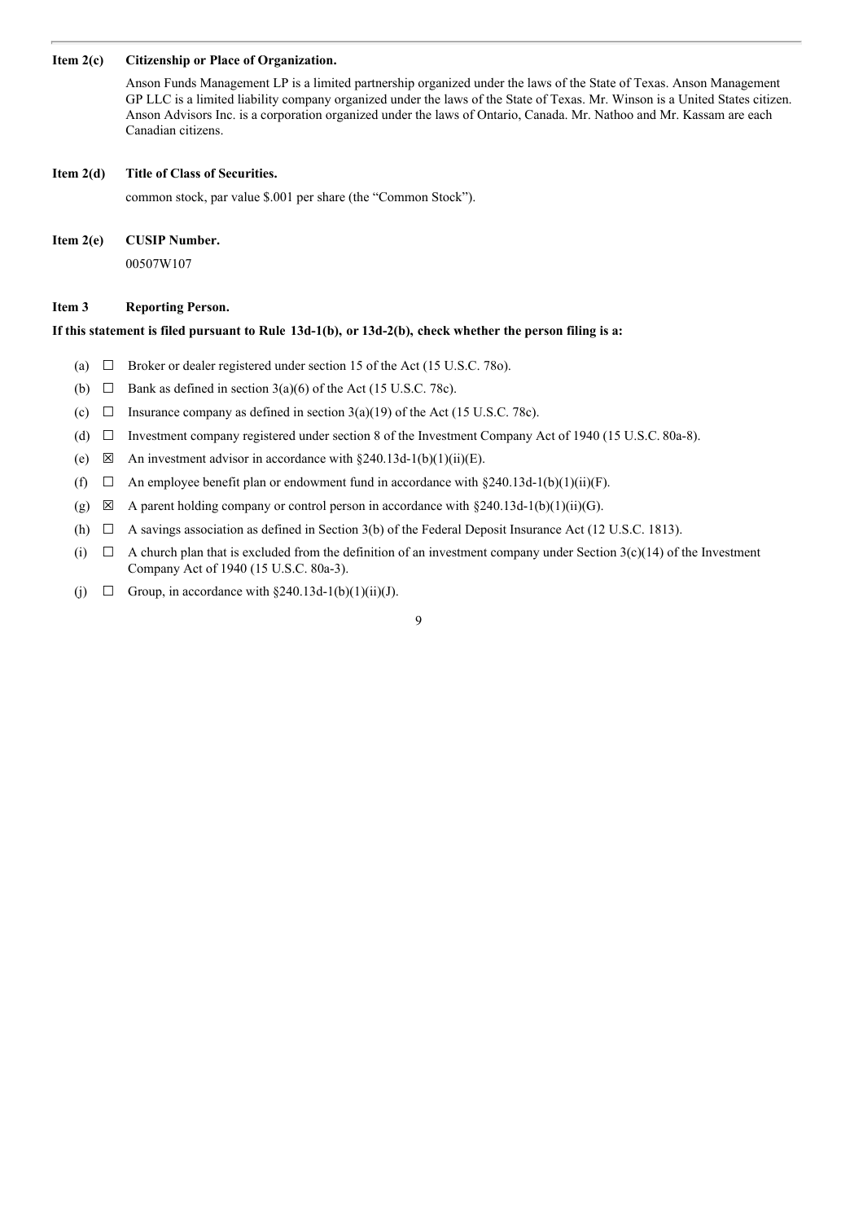**Item 2(c) Citizenship or Place of Organization.**

Anson Funds Management LP is a limited partnership organized under the laws of the State of Texas. Anson Management GP LLC is a limited liability company organized under the laws of the State of Texas. Mr. Winson is a United States citizen. Anson Advisors Inc. is a corporation organized under the laws of Ontario, Canada. Mr. Nathoo and Mr. Kassam are each Canadian citizens.

**Item 2(d) Title of Class of Securities.**

common stock, par value $.001 per share (the "Common Stock").

**Item 2(e) CUSIP Number.**

00507W107

**Item 3 Reporting Person.**

**If this statement is filed pursuant to Rule 13d-1(b), or 13d-2(b), check whether the person filing is a:**

(a) ☐ Broker or dealer registered under section 15 of the Act (15 U.S.C. 78o).

(b) ☐ Bank as defined in section 3(a)(6) of the Act (15 U.S.C. 78c).

(c) ☐ Insurance company as defined in section 3(a)(19) of the Act (15 U.S.C. 78c).

(d) ☐ Investment company registered under section 8 of the Investment Company Act of 1940 (15 U.S.C. 80a-8).

(e) ☒ An investment advisor in accordance with §240.13d-1(b)(1)(ii)(E).

(f) ☐ An employee benefit plan or endowment fund in accordance with §240.13d-1(b)(1)(ii)(F).

(g) ☒ A parent holding company or control person in accordance with §240.13d-1(b)(1)(ii)(G).

(h) ☐ A savings association as defined in Section 3(b) of the Federal Deposit Insurance Act (12 U.S.C. 1813).

(i) ☐ A church plan that is excluded from the definition of an investment company under Section 3(c)(14) of the Investment Company Act of 1940 (15 U.S.C. 80a-3).

(j) ☐ Group, in accordance with §240.13d-1(b)(1)(ii)(J).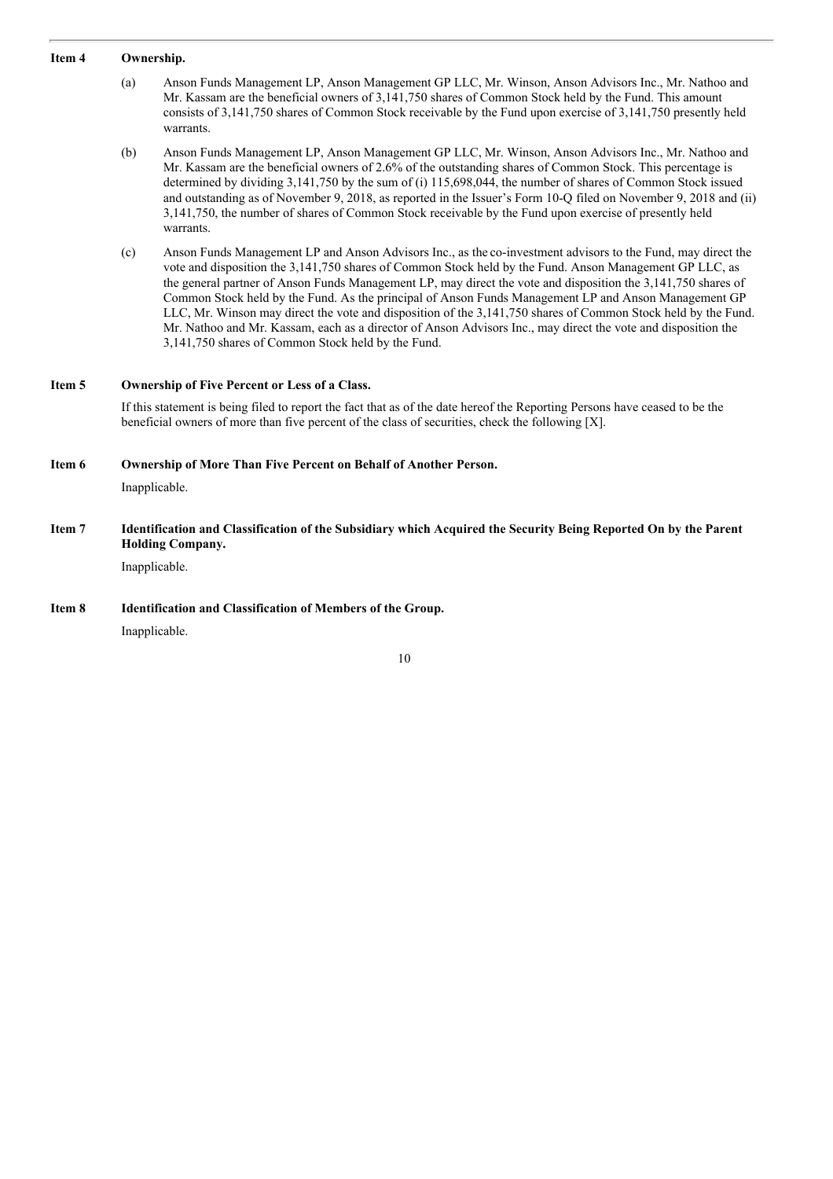**Item 4 Ownership.**

(a) Anson Funds Management LP, Anson Management GP LLC, Mr. Winson, Anson Advisors Inc., Mr. Nathoo and Mr. Kassam are the beneficial owners of 3,141,750 shares of Common Stock held by the Fund. This amount consists of 3,141,750 shares of Common Stock receivable by the Fund upon exercise of 3,141,750 presently held warrants.

(b) Anson Funds Management LP, Anson Management GP LLC, Mr. Winson, Anson Advisors Inc., Mr. Nathoo and Mr. Kassam are the beneficial owners of 2.6% of the outstanding shares of Common Stock. This percentage is determined by dividing 3,141,750 by the sum of (i) 115,698,044, the number of shares of Common Stock issued and outstanding as of November 9, 2018, as reported in the Issuer's Form 10-Q filed on November 9, 2018 and (ii) 3,141,750, the number of shares of Common Stock receivable by the Fund upon exercise of presently held warrants.

(c) Anson Funds Management LP and Anson Advisors Inc., as the co-investment advisors to the Fund, may direct the vote and disposition the 3,141,750 shares of Common Stock held by the Fund. Anson Management GP LLC, as the general partner of Anson Funds Management LP, may direct the vote and disposition the 3,141,750 shares of Common Stock held by the Fund. As the principal of Anson Funds Management LP and Anson Management GP LLC, Mr. Winson may direct the vote and disposition of the 3,141,750 shares of Common Stock held by the Fund. Mr. Nathoo and Mr. Kassam, each as a director of Anson Advisors Inc., may direct the vote and disposition the 3,141,750 shares of Common Stock held by the Fund.

**Item 5 Ownership of Five Percent or Less of a Class.**

If this statement is being filed to report the fact that as of the date hereof the Reporting Persons have ceased to be the beneficial owners of more than five percent of the class of securities, check the following [X].

**Item 6 Ownership of More Than Five Percent on Behalf of Another Person.**

Inapplicable.

**Item 7 Identification and Classification of the Subsidiary which Acquired the Security Being Reported On by the Parent Holding Company.**

Inapplicable.

**Item 8 Identification and Classification of Members of the Group.**

Inapplicable.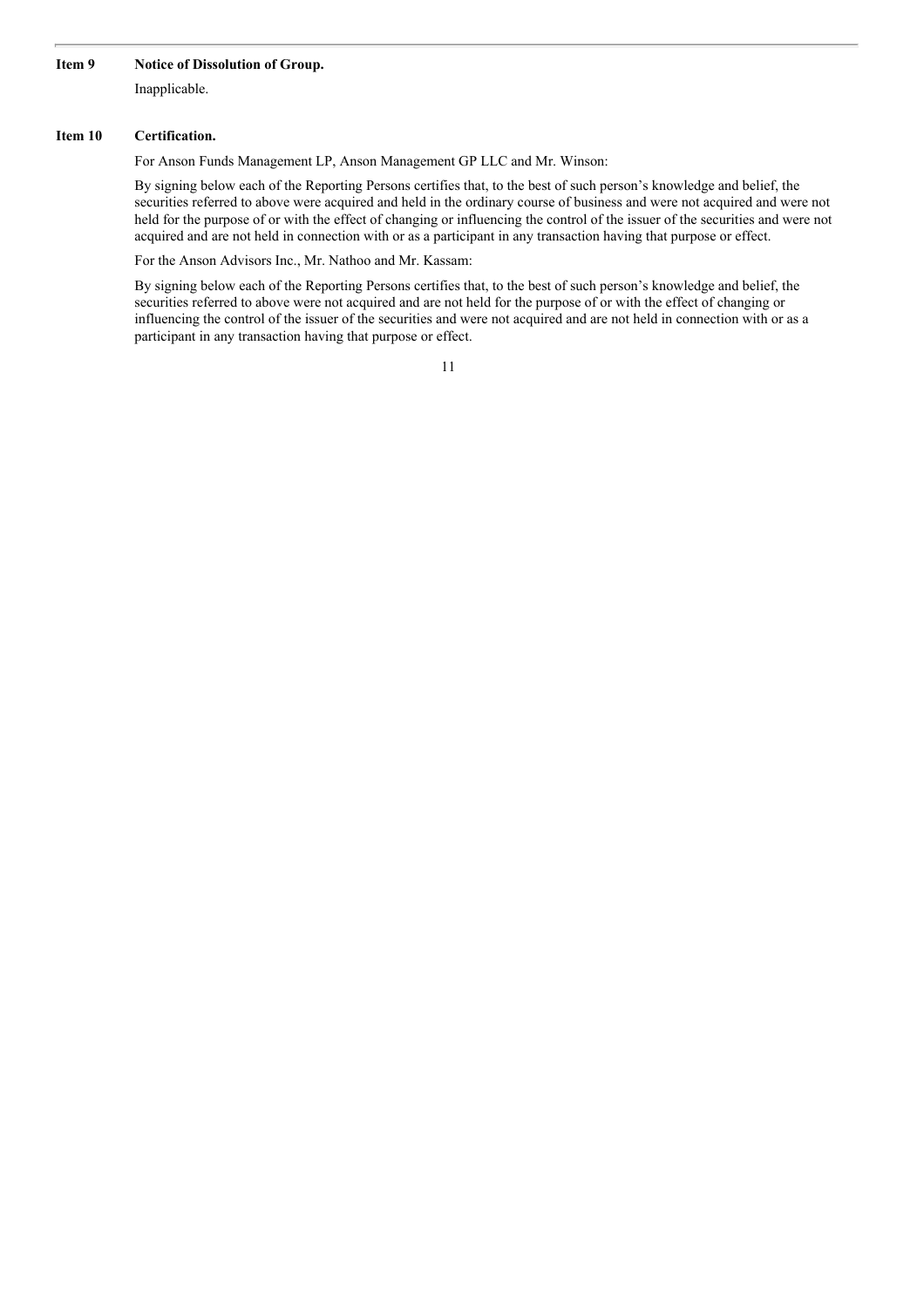**Item 9 Notice of Dissolution of Group.**

Inapplicable.

**Item 10 Certification.**

For Anson Funds Management LP, Anson Management GP LLC and Mr. Winson:

By signing below each of the Reporting Persons certifies that, to the best of such person's knowledge and belief, the securities referred to above were acquired and held in the ordinary course of business and were not acquired and were not held for the purpose of or with the effect of changing or influencing the control of the issuer of the securities and were not acquired and are not held in connection with or as a participant in any transaction having that purpose or effect.

For the Anson Advisors Inc., Mr. Nathoo and Mr. Kassam:

By signing below each of the Reporting Persons certifies that, to the best of such person's knowledge and belief, the securities referred to above were not acquired and are not held for the purpose of or with the effect of changing or influencing the control of the issuer of the securities and were not acquired and are not held in connection with or as a participant in any transaction having that purpose or effect.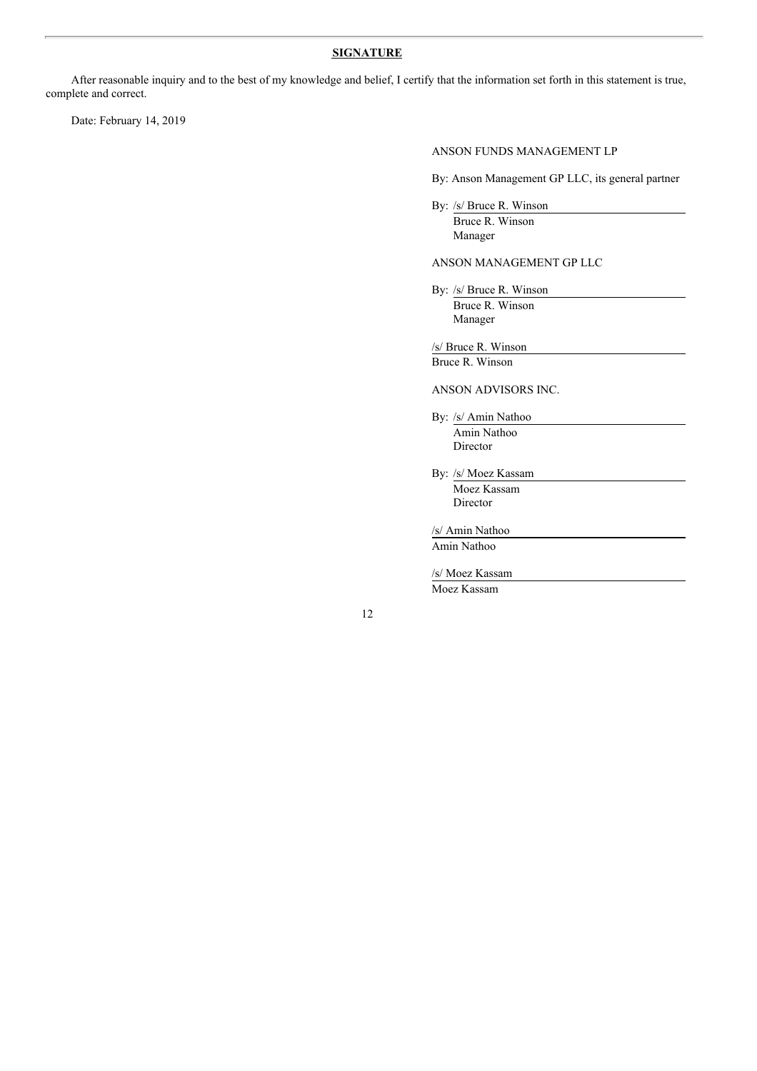**SIGNATURE**

After reasonable inquiry and to the best of my knowledge and belief, I certify that the information set forth in this statement is true, complete and correct.

Date: February 14, 2019

ANSON FUNDS MANAGEMENT LP

By: Anson Management GP LLC, its general partner

By: /s/ Bruce R. Winson
Bruce R. Winson
Manager

ANSON MANAGEMENT GP LLC

By: /s/ Bruce R. Winson
Bruce R. Winson
Manager

/s/ Bruce R. Winson
Bruce R. Winson

ANSON ADVISORS INC.

By: /s/ Amin Nathoo
Amin Nathoo
Director

By: /s/ Moez Kassam
Moez Kassam
Director

/s/ Amin Nathoo
Amin Nathoo

/s/ Moez Kassam
Moez Kassam